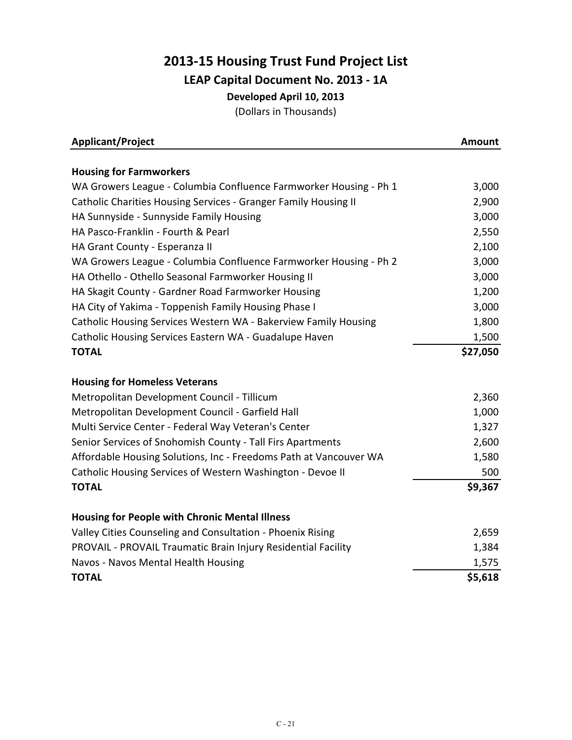# 2013-15 Housing Trust Fund Project List

## LEAP Capital Document No. 2013 - 1A

### Developed April 10, 2013

(Dollars in Thousands)

| Applicant/Project | Amount |
|---|---|
| **Housing for Farmworkers** | |
| WA Growers League - Columbia Confluence Farmworker Housing - Ph 1 | 3,000 |
| Catholic Charities Housing Services - Granger Family Housing II | 2,900 |
| HA Sunnyside - Sunnyside Family Housing | 3,000 |
| HA Pasco-Franklin - Fourth & Pearl | 2,550 |
| HA Grant County - Esperanza II | 2,100 |
| WA Growers League - Columbia Confluence Farmworker Housing - Ph 2 | 3,000 |
| HA Othello - Othello Seasonal Farmworker Housing II | 3,000 |
| HA Skagit County - Gardner Road Farmworker Housing | 1,200 |
| HA City of Yakima - Toppenish Family Housing Phase I | 3,000 |
| Catholic Housing Services Western WA - Bakerview Family Housing | 1,800 |
| Catholic Housing Services Eastern WA - Guadalupe Haven | 1,500 |
| **TOTAL** | **$27,050** |
| **Housing for Homeless Veterans** | |
| Metropolitan Development Council - Tillicum | 2,360 |
| Metropolitan Development Council - Garfield Hall | 1,000 |
| Multi Service Center - Federal Way Veteran's Center | 1,327 |
| Senior Services of Snohomish County - Tall Firs Apartments | 2,600 |
| Affordable Housing Solutions, Inc - Freedoms Path at Vancouver WA | 1,580 |
| Catholic Housing Services of Western Washington - Devoe II | 500 |
| **TOTAL** | **$9,367** |
| **Housing for People with Chronic Mental Illness** | |
| Valley Cities Counseling and Consultation - Phoenix Rising | 2,659 |
| PROVAIL - PROVAIL Traumatic Brain Injury Residential Facility | 1,384 |
| Navos - Navos Mental Health Housing | 1,575 |
| **TOTAL** | **$5,618** |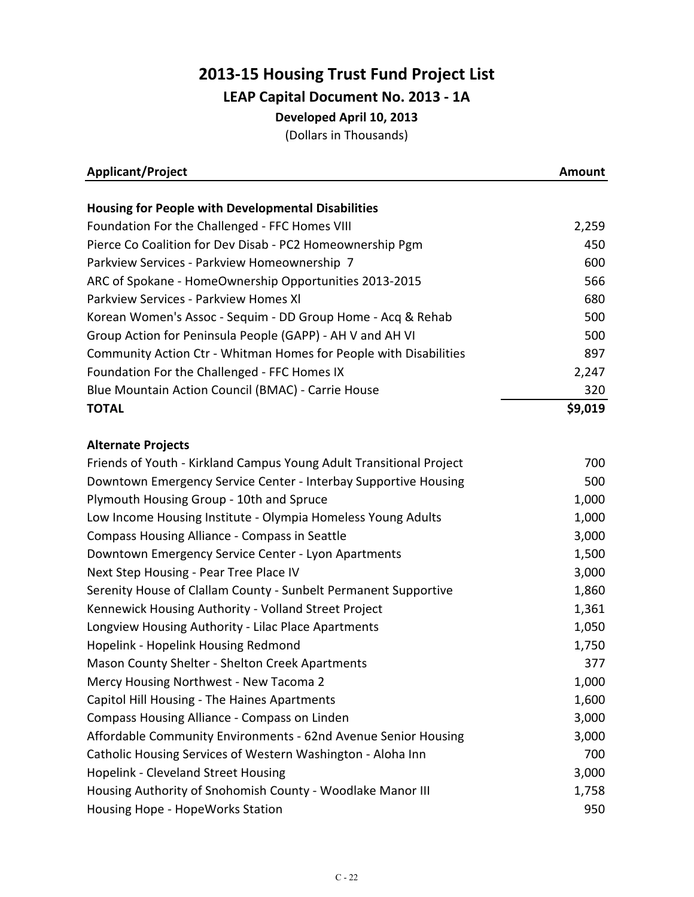# 2013-15 Housing Trust Fund Project List

## LEAP Capital Document No. 2013 - 1A

### Developed April 10, 2013

(Dollars in Thousands)

| Applicant/Project | Amount |
|---|---|
| **Housing for People with Developmental Disabilities** | |
| Foundation For the Challenged - FFC Homes VIII | 2,259 |
| Pierce Co Coalition for Dev Disab - PC2 Homeownership Pgm | 450 |
| Parkview Services - Parkview Homeownership 7 | 600 |
| ARC of Spokane - HomeOwnership Opportunities 2013-2015 | 566 |
| Parkview Services - Parkview Homes Xl | 680 |
| Korean Women's Assoc - Sequim - DD Group Home - Acq & Rehab | 500 |
| Group Action for Peninsula People (GAPP) - AH V and AH VI | 500 |
| Community Action Ctr - Whitman Homes for People with Disabilities | 897 |
| Foundation For the Challenged - FFC Homes IX | 2,247 |
| Blue Mountain Action Council (BMAC) - Carrie House | 320 |
| **TOTAL** | **$9,019** |
| **Alternate Projects** | |
| Friends of Youth - Kirkland Campus Young Adult Transitional Project | 700 |
| Downtown Emergency Service Center - Interbay Supportive Housing | 500 |
| Plymouth Housing Group - 10th and Spruce | 1,000 |
| Low Income Housing Institute - Olympia Homeless Young Adults | 1,000 |
| Compass Housing Alliance - Compass in Seattle | 3,000 |
| Downtown Emergency Service Center - Lyon Apartments | 1,500 |
| Next Step Housing - Pear Tree Place IV | 3,000 |
| Serenity House of Clallam County - Sunbelt Permanent Supportive | 1,860 |
| Kennewick Housing Authority - Volland Street Project | 1,361 |
| Longview Housing Authority - Lilac Place Apartments | 1,050 |
| Hopelink - Hopelink Housing Redmond | 1,750 |
| Mason County Shelter - Shelton Creek Apartments | 377 |
| Mercy Housing Northwest - New Tacoma 2 | 1,000 |
| Capitol Hill Housing - The Haines Apartments | 1,600 |
| Compass Housing Alliance - Compass on Linden | 3,000 |
| Affordable Community Environments - 62nd Avenue Senior Housing | 3,000 |
| Catholic Housing Services of Western Washington - Aloha Inn | 700 |
| Hopelink - Cleveland Street Housing | 3,000 |
| Housing Authority of Snohomish County - Woodlake Manor III | 1,758 |
| Housing Hope - HopeWorks Station | 950 |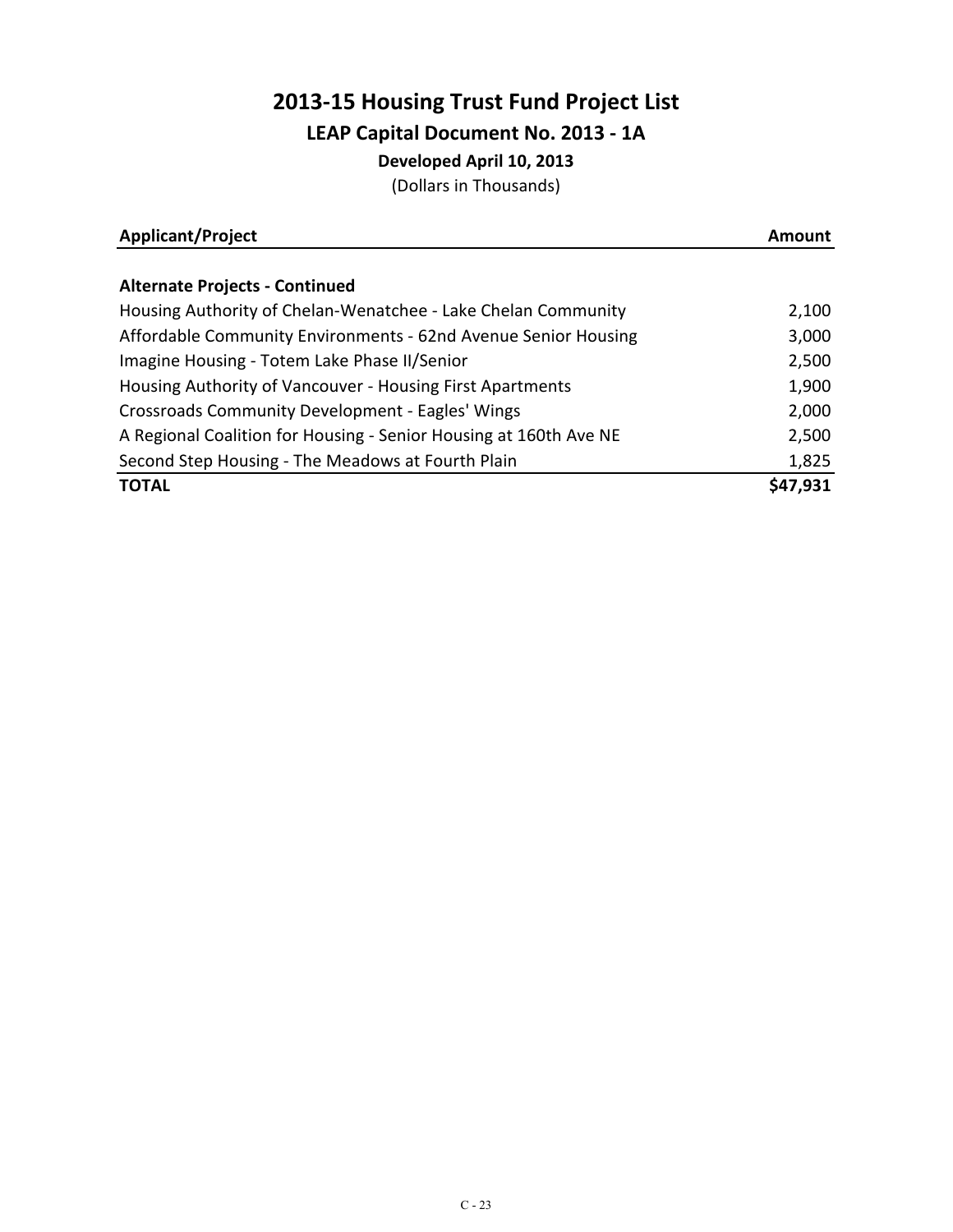# 2013-15 Housing Trust Fund Project List

## LEAP Capital Document No. 2013 - 1A

### Developed April 10, 2013

(Dollars in Thousands)

| Applicant/Project | Amount |
| --- | --- |
| **Alternate Projects - Continued** | |
| Housing Authority of Chelan-Wenatchee - Lake Chelan Community | 2,100 |
| Affordable Community Environments - 62nd Avenue Senior Housing | 3,000 |
| Imagine Housing - Totem Lake Phase II/Senior | 2,500 |
| Housing Authority of Vancouver - Housing First Apartments | 1,900 |
| Crossroads Community Development - Eagles' Wings | 2,000 |
| A Regional Coalition for Housing - Senior Housing at 160th Ave NE | 2,500 |
| Second Step Housing - The Meadows at Fourth Plain | 1,825 |
| **TOTAL** | **$47,931** |